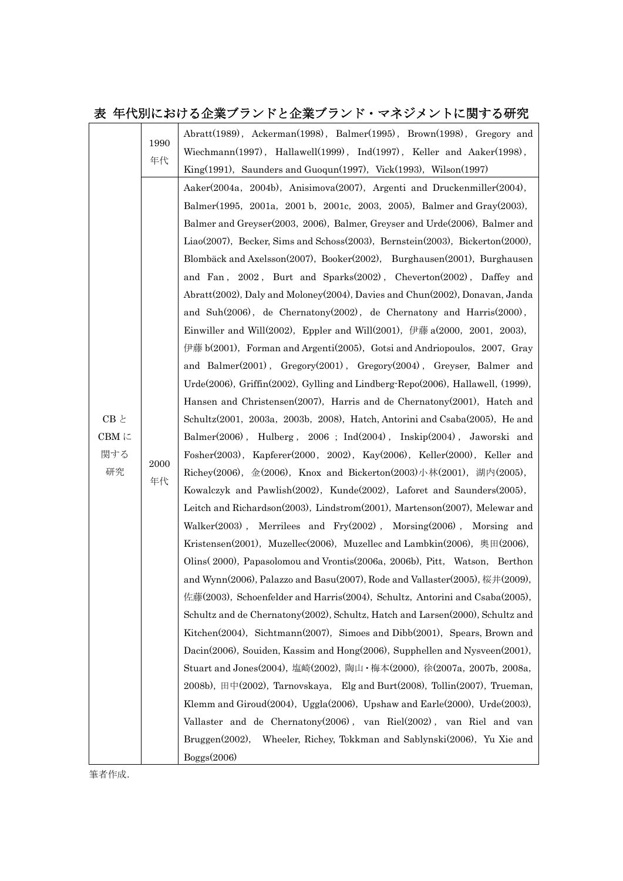**表 年代別における企業ブランドと企業ブランド・マネジメントに関する研究**

| | | |
|---|---|---|
| CB と CBM に関する研究 | 1990 年代 | Abratt(1989), Ackerman(1998), Balmer(1995), Brown(1998), Gregory and Wiechmann(1997), Hallawell(1999), Ind(1997), Keller and Aaker(1998), King(1991), Saunders and Guoqun(1997), Vick(1993), Wilson(1997) |
| | 2000 年代 | Aaker(2004a, 2004b), Anisimova(2007), Argenti and Druckenmiller(2004), Balmer(1995, 2001a, 2001 b, 2001c, 2003, 2005), Balmer and Gray(2003), Balmer and Greyser(2003, 2006), Balmer, Greyser and Urde(2006), Balmer and Liao(2007), Becker, Sims and Schoss(2003), Bernstein(2003), Bickerton(2000), Blombäck and Axelsson(2007), Booker(2002), Burghausen(2001), Burghausen and Fan, 2002, Burt and Sparks(2002), Cheverton(2002), Daffey and Abratt(2002), Daly and Moloney(2004), Davies and Chun(2002), Donavan, Janda and Suh(2006), de Chernatony(2002), de Chernatony and Harris(2000), Einwiller and Will(2002), Eppler and Will(2001), 伊藤 a(2000, 2001, 2003), 伊藤 b(2001), Forman and Argenti(2005), Gotsi and Andriopoulos, 2007, Gray and Balmer(2001), Gregory(2001), Gregory(2004), Greyser, Balmer and Urde(2006), Griffin(2002), Gylling and Lindberg-Repo(2006), Hallawell, (1999), Hansen and Christensen(2007), Harris and de Chernatony(2001), Hatch and Schultz(2001, 2003a, 2003b, 2008), Hatch, Antorini and Csaba(2005), He and Balmer(2006), Hulberg, 2006 ; Ind(2004), Inskip(2004), Jaworski and Fosher(2003), Kapferer(2000, 2002), Kay(2006), Keller(2000), Keller and Richey(2006), 金(2006), Knox and Bickerton(2003)小林(2001), 湖内(2005), Kowalczyk and Pawlish(2002), Kunde(2002), Laforet and Saunders(2005), Leitch and Richardson(2003), Lindstrom(2001), Martenson(2007), Melewar and Walker(2003), Merrilees and Fry(2002), Morsing(2006), Morsing and Kristensen(2001), Muzellec(2006), Muzellec and Lambkin(2006), 奥田(2006), Olins( 2000), Papasolomou and Vrontis(2006a, 2006b), Pitt, Watson, Berthon and Wynn(2006), Palazzo and Basu(2007), Rode and Vallaster(2005), 桜井(2009), 佐藤(2003), Schoenfelder and Harris(2004), Schultz, Antorini and Csaba(2005), Schultz and de Chernatony(2002), Schultz, Hatch and Larsen(2000), Schultz and Kitchen(2004), Sichtmann(2007), Simoes and Dibb(2001), Spears, Brown and Dacin(2006), Souiden, Kassim and Hong(2006), Supphellen and Nysveen(2001), Stuart and Jones(2004), 塩崎(2002), 陶山・梅本(2000), 徐(2007a, 2007b, 2008a, 2008b), 田中(2002), Tarnovskaya, Elg and Burt(2008), Tollin(2007), Trueman, Klemm and Giroud(2004), Uggla(2006), Upshaw and Earle(2000), Urde(2003), Vallaster and de Chernatony(2006), van Riel(2002), van Riel and van Bruggen(2002), Wheeler, Richey, Tokkman and Sablynski(2006), Yu Xie and Boggs(2006) |

筆者作成.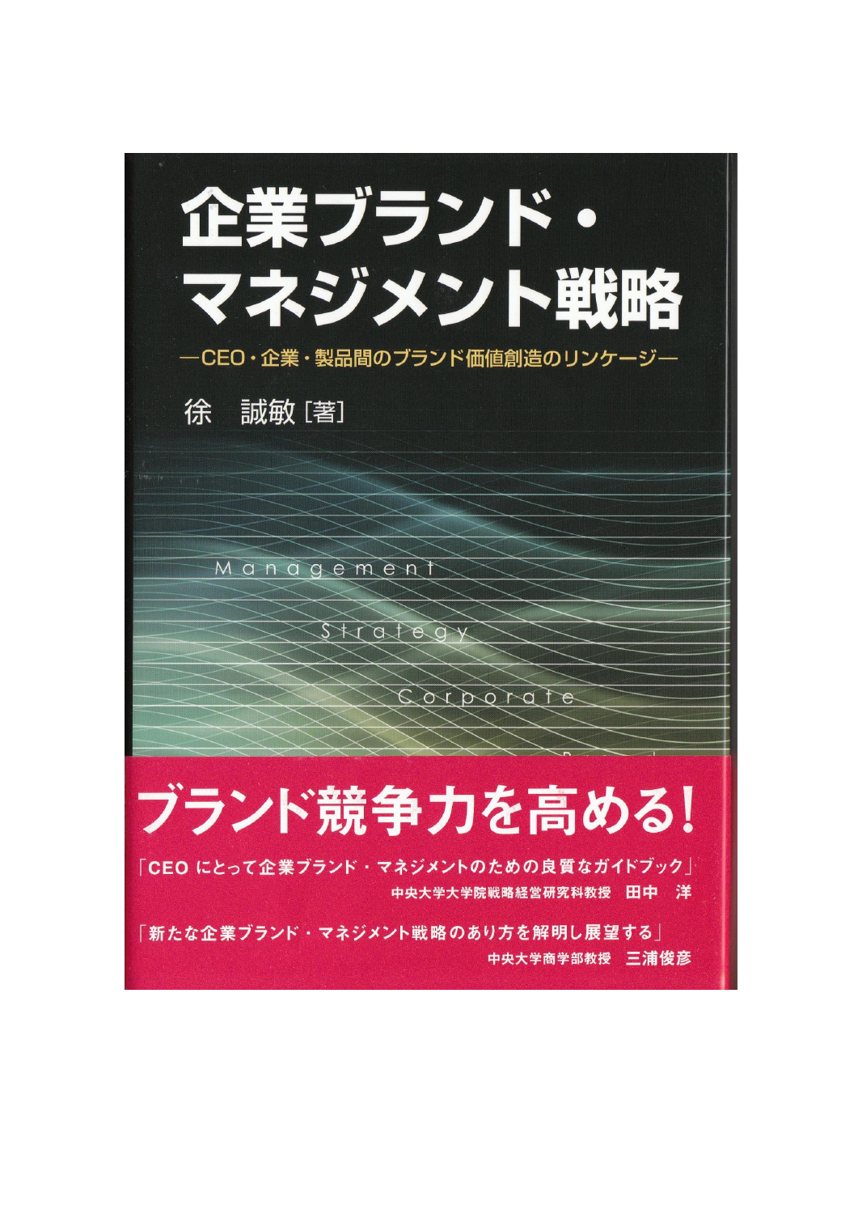# 企業ブランド・マネジメント戦略

—CEO・企業・製品間のブランド価値創造のリンケージ—

徐　誠敏［著］

Management

Strategy

Corporate

## ブランド競争力を高める！

「CEO にとって企業ブランド・マネジメントのための良質なガイドブック」

中央大学大学院戦略経営研究科教授　田中　洋

「新たな企業ブランド・マネジメント戦略のあり方を解明し展望する」

中央大学商学部教授　三浦俊彦